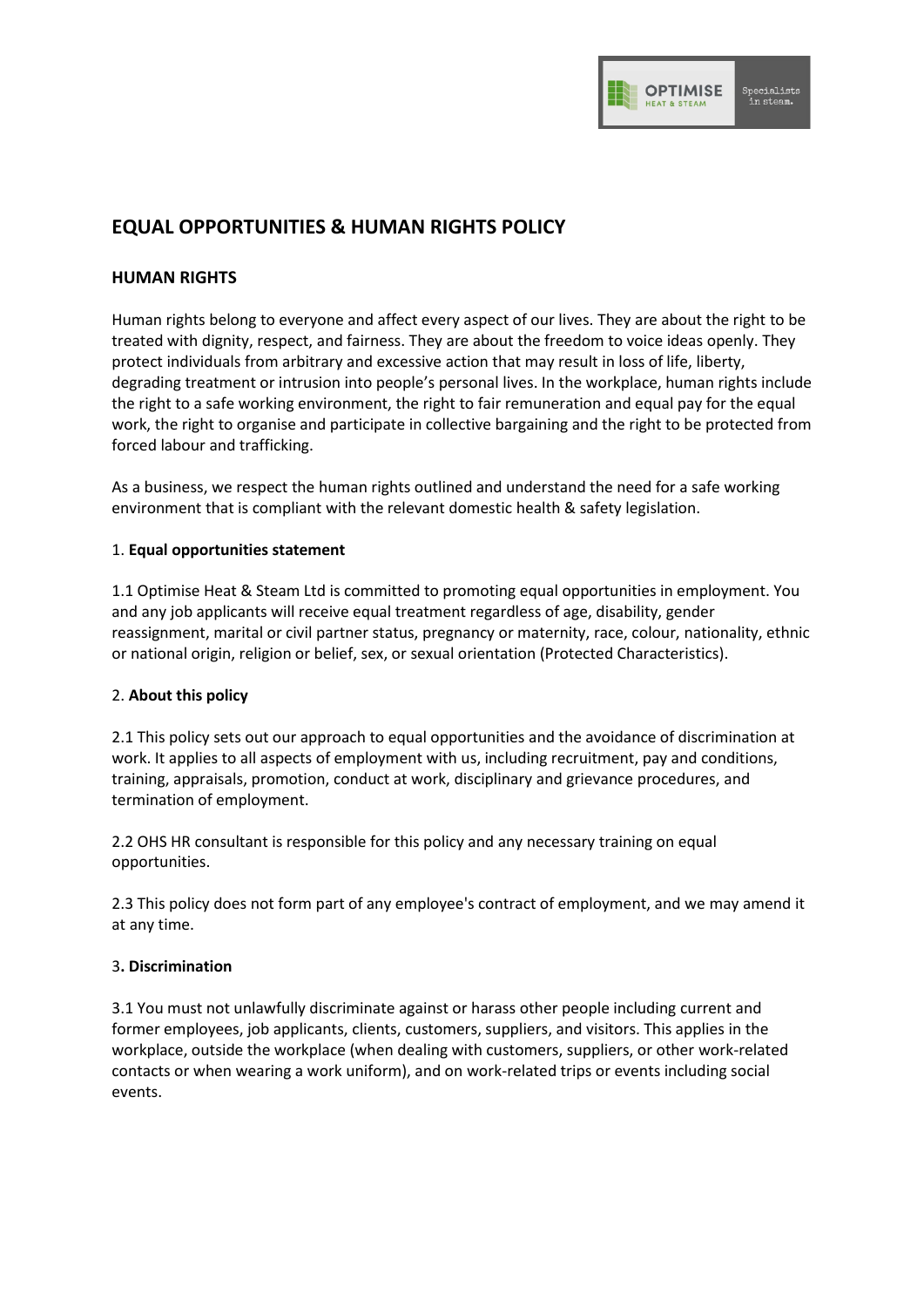## EQUAL OPPORTUNITIES & HUMAN RIGHTS POLICY

### HUMAN RIGHTS

Human rights belong to everyone and affect every aspect of our lives. They are about the right to be treated with dignity, respect, and fairness. They are about the freedom to voice ideas openly. They protect individuals from arbitrary and excessive action that may result in loss of life, liberty, degrading treatment or intrusion into people's personal lives. In the workplace, human rights include the right to a safe working environment, the right to fair remuneration and equal pay for the equal work, the right to organise and participate in collective bargaining and the right to be protected from forced labour and trafficking.

As a business, we respect the human rights outlined and understand the need for a safe working environment that is compliant with the relevant domestic health & safety legislation.

1. **Equal opportunities statement**

1.1 Optimise Heat & Steam Ltd is committed to promoting equal opportunities in employment. You and any job applicants will receive equal treatment regardless of age, disability, gender reassignment, marital or civil partner status, pregnancy or maternity, race, colour, nationality, ethnic or national origin, religion or belief, sex, or sexual orientation (Protected Characteristics).

2. **About this policy**

2.1 This policy sets out our approach to equal opportunities and the avoidance of discrimination at work. It applies to all aspects of employment with us, including recruitment, pay and conditions, training, appraisals, promotion, conduct at work, disciplinary and grievance procedures, and termination of employment.

2.2 OHS HR consultant is responsible for this policy and any necessary training on equal opportunities.

2.3 This policy does not form part of any employee's contract of employment, and we may amend it at any time.

3**. Discrimination**

3.1 You must not unlawfully discriminate against or harass other people including current and former employees, job applicants, clients, customers, suppliers, and visitors. This applies in the workplace, outside the workplace (when dealing with customers, suppliers, or other work-related contacts or when wearing a work uniform), and on work-related trips or events including social events.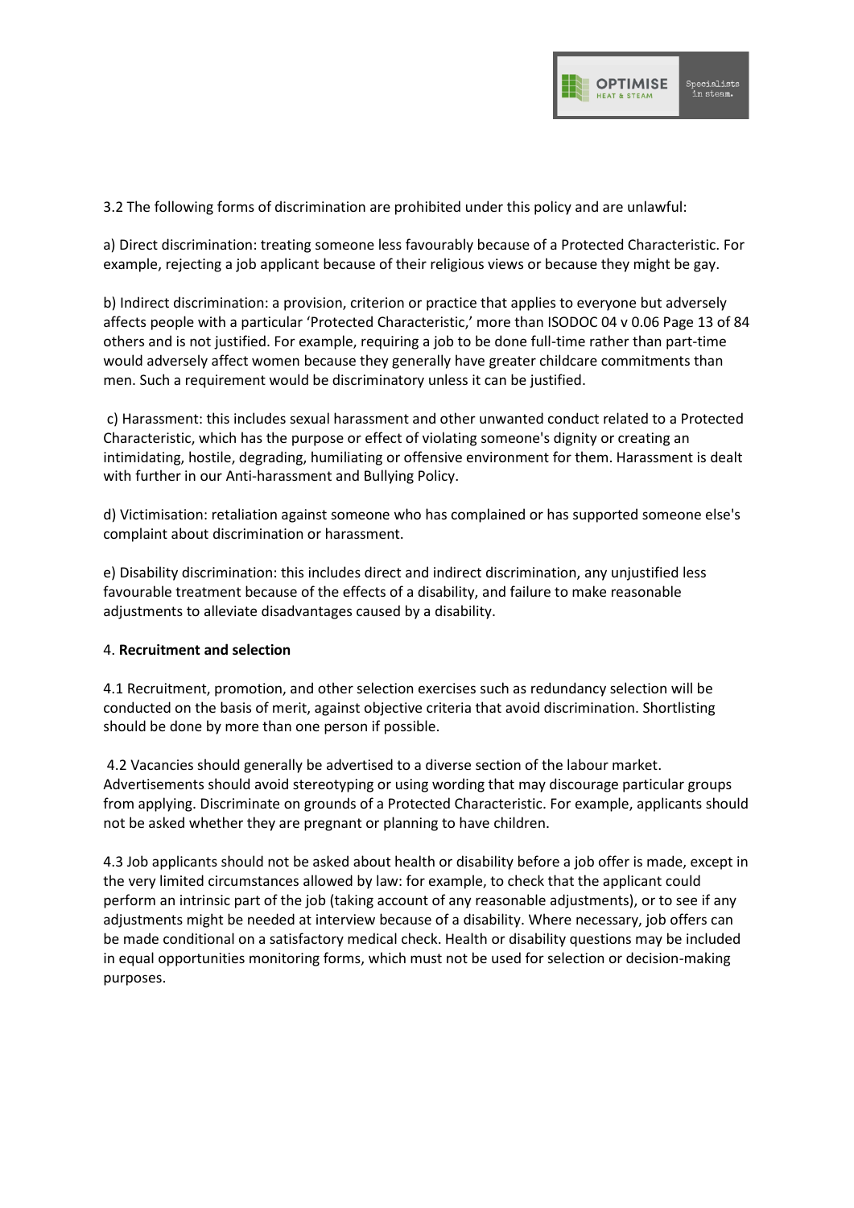3.2 The following forms of discrimination are prohibited under this policy and are unlawful:

a) Direct discrimination: treating someone less favourably because of a Protected Characteristic. For example, rejecting a job applicant because of their religious views or because they might be gay.

b) Indirect discrimination: a provision, criterion or practice that applies to everyone but adversely affects people with a particular 'Protected Characteristic,' more than ISODOC 04 v 0.06 Page 13 of 84 others and is not justified. For example, requiring a job to be done full-time rather than part-time would adversely affect women because they generally have greater childcare commitments than men. Such a requirement would be discriminatory unless it can be justified.

c) Harassment: this includes sexual harassment and other unwanted conduct related to a Protected Characteristic, which has the purpose or effect of violating someone's dignity or creating an intimidating, hostile, degrading, humiliating or offensive environment for them. Harassment is dealt with further in our Anti-harassment and Bullying Policy.

d) Victimisation: retaliation against someone who has complained or has supported someone else's complaint about discrimination or harassment.

e) Disability discrimination: this includes direct and indirect discrimination, any unjustified less favourable treatment because of the effects of a disability, and failure to make reasonable adjustments to alleviate disadvantages caused by a disability.

4. **Recruitment and selection**

4.1 Recruitment, promotion, and other selection exercises such as redundancy selection will be conducted on the basis of merit, against objective criteria that avoid discrimination. Shortlisting should be done by more than one person if possible.

4.2 Vacancies should generally be advertised to a diverse section of the labour market. Advertisements should avoid stereotyping or using wording that may discourage particular groups from applying. Discriminate on grounds of a Protected Characteristic. For example, applicants should not be asked whether they are pregnant or planning to have children.

4.3 Job applicants should not be asked about health or disability before a job offer is made, except in the very limited circumstances allowed by law: for example, to check that the applicant could perform an intrinsic part of the job (taking account of any reasonable adjustments), or to see if any adjustments might be needed at interview because of a disability. Where necessary, job offers can be made conditional on a satisfactory medical check. Health or disability questions may be included in equal opportunities monitoring forms, which must not be used for selection or decision-making purposes.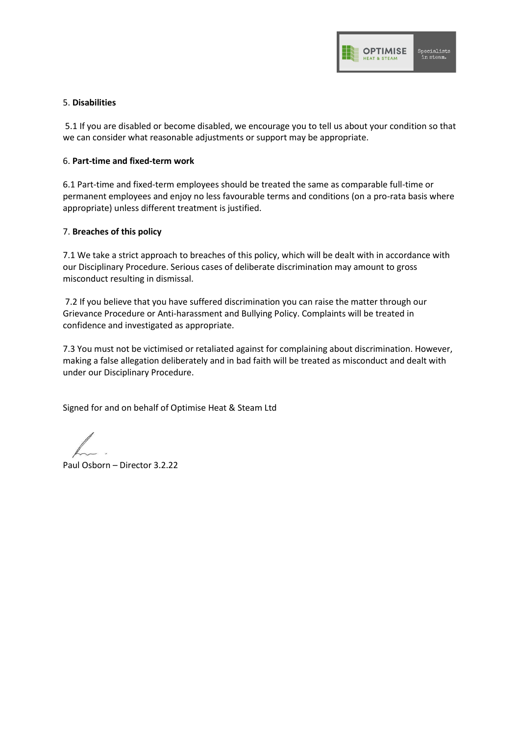5. **Disabilities**

5.1 If you are disabled or become disabled, we encourage you to tell us about your condition so that we can consider what reasonable adjustments or support may be appropriate.

6. **Part-time and fixed-term work**

6.1 Part-time and fixed-term employees should be treated the same as comparable full-time or permanent employees and enjoy no less favourable terms and conditions (on a pro-rata basis where appropriate) unless different treatment is justified.

7. **Breaches of this policy**

7.1 We take a strict approach to breaches of this policy, which will be dealt with in accordance with our Disciplinary Procedure. Serious cases of deliberate discrimination may amount to gross misconduct resulting in dismissal.

7.2 If you believe that you have suffered discrimination you can raise the matter through our Grievance Procedure or Anti-harassment and Bullying Policy. Complaints will be treated in confidence and investigated as appropriate.

7.3 You must not be victimised or retaliated against for complaining about discrimination. However, making a false allegation deliberately and in bad faith will be treated as misconduct and dealt with under our Disciplinary Procedure.

Signed for and on behalf of Optimise Heat & Steam Ltd

Paul Osborn – Director 3.2.22